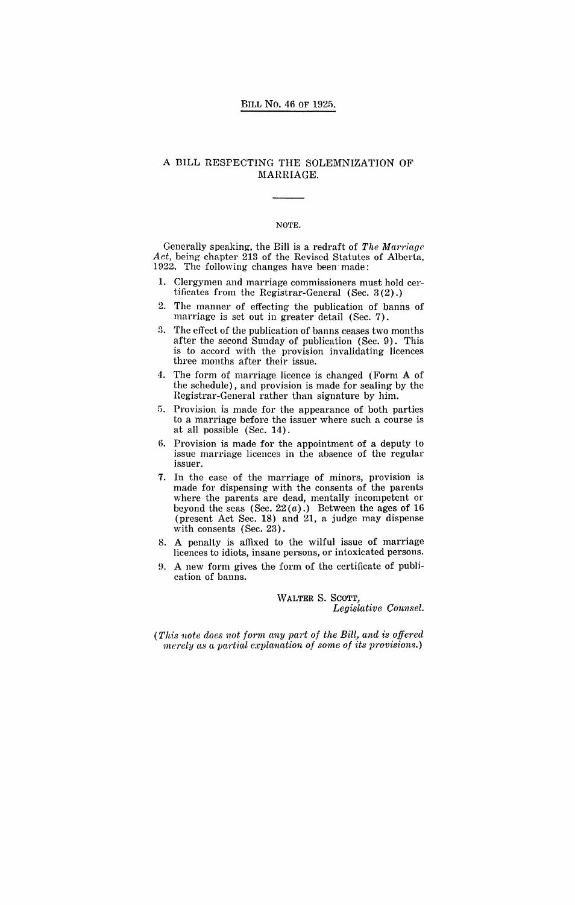BILL No. 46 OF 1925.

# A BILL RESPECTING THE SOLEMNIZATION OF MARRIAGE.

NOTE.

Generally speaking, the Bill is a redraft of *The Marriage Act*, being chapter 213 of the Revised Statutes of Alberta, 1922. The following changes have been made:

1. Clergymen and marriage commissioners must hold certificates from the Registrar-General (Sec. 3(2).)
2. The manner of effecting the publication of banns of marriage is set out in greater detail (Sec. 7).
3. The effect of the publication of banns ceases two months after the second Sunday of publication (Sec. 9). This is to accord with the provision invalidating licences three months after their issue.
4. The form of marriage licence is changed (Form A of the schedule), and provision is made for sealing by the Registrar-General rather than signature by him.
5. Provision is made for the appearance of both parties to a marriage before the issuer where such a course is at all possible (Sec. 14).
6. Provision is made for the appointment of a deputy to issue marriage licences in the absence of the regular issuer.
7. In the case of the marriage of minors, provision is made for dispensing with the consents of the parents where the parents are dead, mentally incompetent or beyond the seas (Sec. 22(*a*).) Between the ages of 16 (present Act Sec. 18) and 21, a judge may dispense with consents (Sec. 23).
8. A penalty is affixed to the wilful issue of marriage licences to idiots, insane persons, or intoxicated persons.
9. A new form gives the form of the certificate of publication of banns.

WALTER S. SCOTT,
*Legislative Counsel.*

(*This note does not form any part of the Bill, and is offered merely as a partial explanation of some of its provisions.*)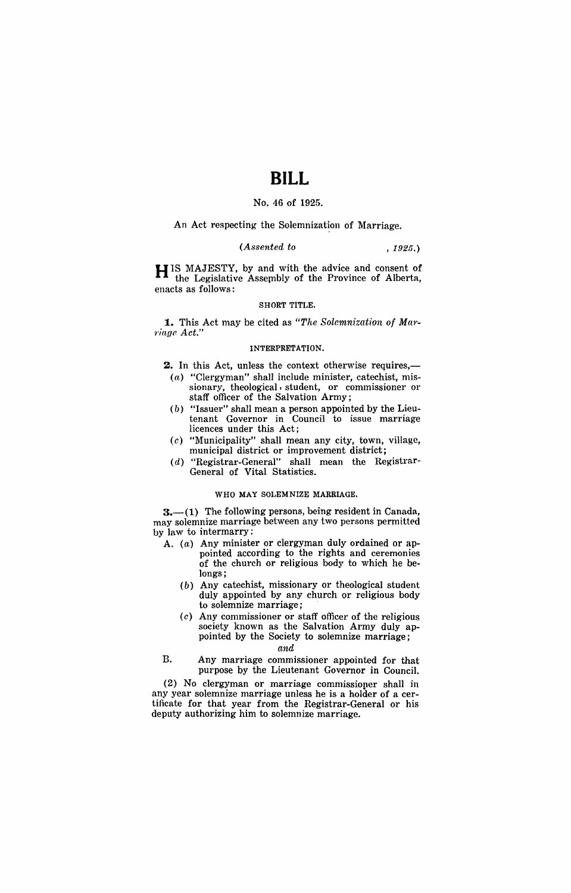# BILL

No. 46 of 1925.

An Act respecting the Solemnization of Marriage.

*(Assented to , 1925.)*

HIS MAJESTY, by and with the advice and consent of the Legislative Assembly of the Province of Alberta, enacts as follows:

SHORT TITLE.

**1.** This Act may be cited as *"The Solemnization of Marriage Act."*

INTERPRETATION.

**2.** In this Act, unless the context otherwise requires,—

(*a*) "Clergyman" shall include minister, catechist, missionary, theological student, or commissioner or staff officer of the Salvation Army;

(*b*) "Issuer" shall mean a person appointed by the Lieutenant Governor in Council to issue marriage licences under this Act;

(*c*) "Municipality" shall mean any city, town, village, municipal district or improvement district;

(*d*) "Registrar-General" shall mean the Registrar-General of Vital Statistics.

WHO MAY SOLEMNIZE MARRIAGE.

**3.**—(1) The following persons, being resident in Canada, may solemnize marriage between any two persons permitted by law to intermarry:

A. (*a*) Any minister or clergyman duly ordained or appointed according to the rights and ceremonies of the church or religious body to which he belongs;

(*b*) Any catechist, missionary or theological student duly appointed by any church or religious body to solemnize marriage;

(*c*) Any commissioner or staff officer of the religious society known as the Salvation Army duly appointed by the Society to solemnize marriage;

*and*

B. Any marriage commissioner appointed for that purpose by the Lieutenant Governor in Council.

(2) No clergyman or marriage commissioner shall in any year solemnize marriage unless he is a holder of a certificate for that year from the Registrar-General or his deputy authorizing him to solemnize marriage.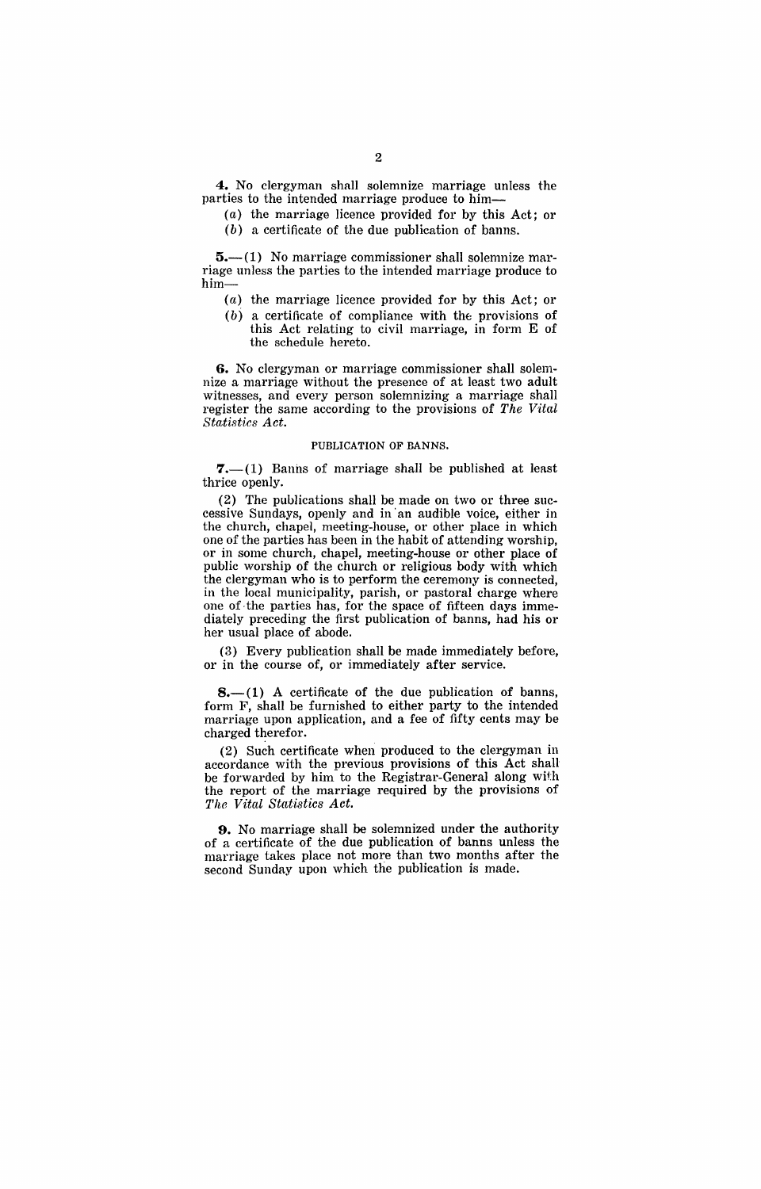**4.** No clergyman shall solemnize marriage unless the parties to the intended marriage produce to him—

(*a*) the marriage licence provided for by this Act; or

(*b*) a certificate of the due publication of banns.

**5.**—(1) No marriage commissioner shall solemnize marriage unless the parties to the intended marriage produce to him—

(*a*) the marriage licence provided for by this Act; or

(*b*) a certificate of compliance with the provisions of this Act relating to civil marriage, in form E of the schedule hereto.

**6.** No clergyman or marriage commissioner shall solemnize a marriage without the presence of at least two adult witnesses, and every person solemnizing a marriage shall register the same according to the provisions of *The Vital Statistics Act.*

PUBLICATION OF BANNS.

**7.**—(1) Banns of marriage shall be published at least thrice openly.

(2) The publications shall be made on two or three successive Sundays, openly and in an audible voice, either in the church, chapel, meeting-house, or other place in which one of the parties has been in the habit of attending worship, or in some church, chapel, meeting-house or other place of public worship of the church or religious body with which the clergyman who is to perform the ceremony is connected, in the local municipality, parish, or pastoral charge where one of the parties has, for the space of fifteen days immediately preceding the first publication of banns, had his or her usual place of abode.

(3) Every publication shall be made immediately before, or in the course of, or immediately after service.

**8.**—(1) A certificate of the due publication of banns, form F, shall be furnished to either party to the intended marriage upon application, and a fee of fifty cents may be charged therefor.

(2) Such certificate when produced to the clergyman in accordance with the previous provisions of this Act shall be forwarded by him to the Registrar-General along with the report of the marriage required by the provisions of *The Vital Statistics Act.*

**9.** No marriage shall be solemnized under the authority of a certificate of the due publication of banns unless the marriage takes place not more than two months after the second Sunday upon which the publication is made.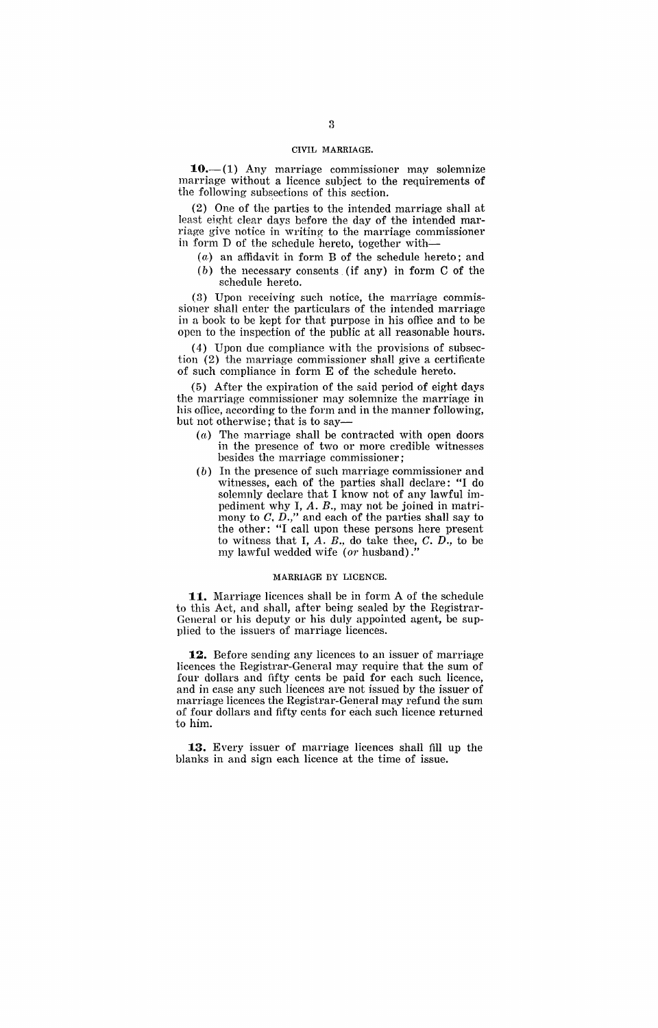## CIVIL MARRIAGE.

**10.**—(1) Any marriage commissioner may solemnize marriage without a licence subject to the requirements of the following subsections of this section.

(2) One of the parties to the intended marriage shall at least eight clear days before the day of the intended marriage give notice in writing to the marriage commissioner in form D of the schedule hereto, together with—

(*a*) an affidavit in form B of the schedule hereto; and

(*b*) the necessary consents (if any) in form C of the schedule hereto.

(3) Upon receiving such notice, the marriage commissioner shall enter the particulars of the intended marriage in a book to be kept for that purpose in his office and to be open to the inspection of the public at all reasonable hours.

(4) Upon due compliance with the provisions of subsection (2) the marriage commissioner shall give a certificate of such compliance in form E of the schedule hereto.

(5) After the expiration of the said period of eight days the marriage commissioner may solemnize the marriage in his office, according to the form and in the manner following, but not otherwise; that is to say—

(*a*) The marriage shall be contracted with open doors in the presence of two or more credible witnesses besides the marriage commissioner;

(*b*) In the presence of such marriage commissioner and witnesses, each of the parties shall declare: "I do solemnly declare that I know not of any lawful impediment why I, *A. B.*, may not be joined in matrimony to *C. D.*," and each of the parties shall say to the other: "I call upon these persons here present to witness that I, *A. B.*, do take thee, *C. D.*, to be my lawful wedded wife (*or* husband)."

## MARRIAGE BY LICENCE.

**11.** Marriage licences shall be in form A of the schedule to this Act, and shall, after being sealed by the Registrar-General or his deputy or his duly appointed agent, be supplied to the issuers of marriage licences.

**12.** Before sending any licences to an issuer of marriage licences the Registrar-General may require that the sum of four dollars and fifty cents be paid for each such licence, and in case any such licences are not issued by the issuer of marriage licences the Registrar-General may refund the sum of four dollars and fifty cents for each such licence returned to him.

**13.** Every issuer of marriage licences shall fill up the blanks in and sign each licence at the time of issue.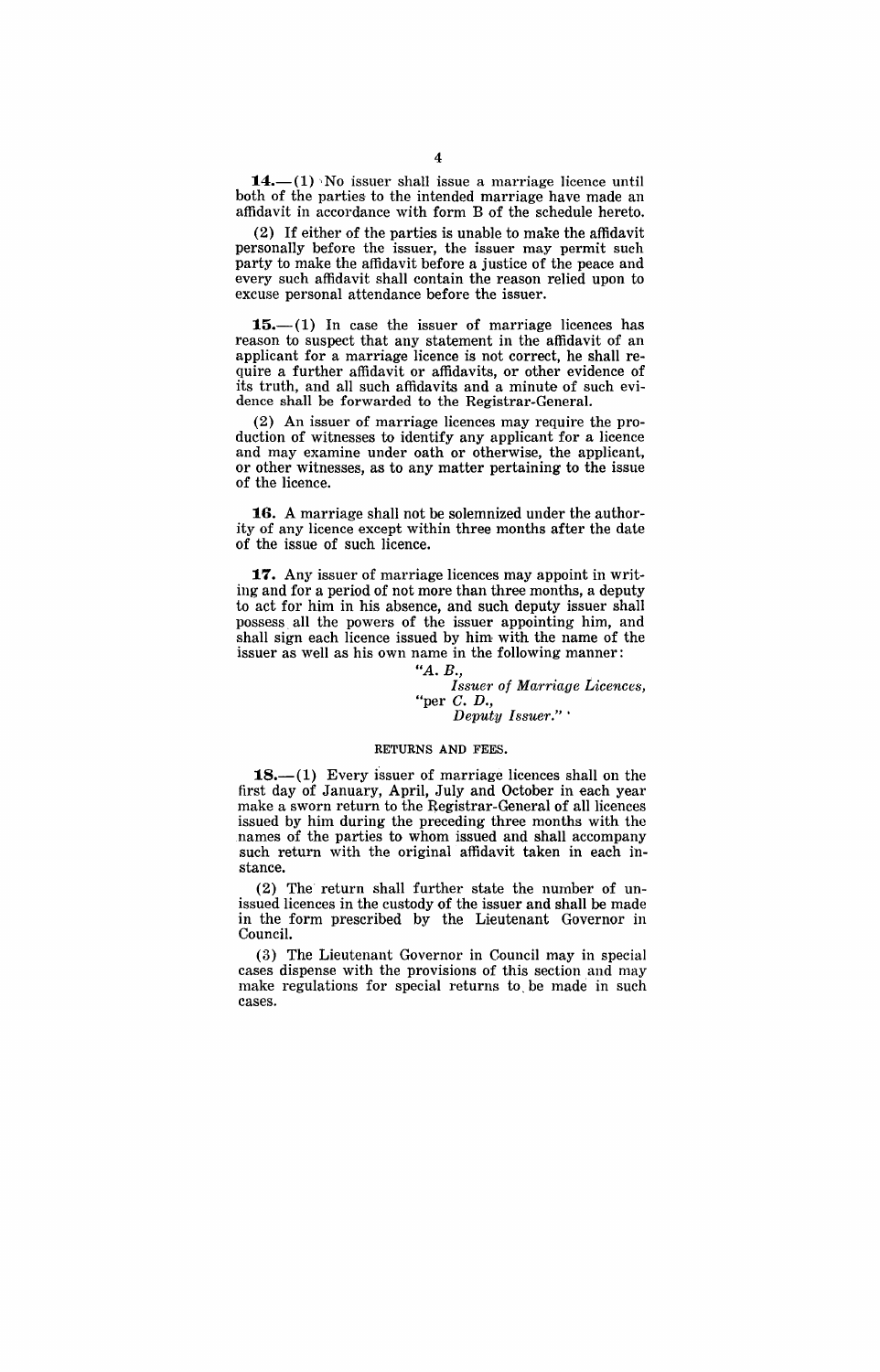**14.**—(1) No issuer shall issue a marriage licence until both of the parties to the intended marriage have made an affidavit in accordance with form B of the schedule hereto.

(2) If either of the parties is unable to make the affidavit personally before the issuer, the issuer may permit such party to make the affidavit before a justice of the peace and every such affidavit shall contain the reason relied upon to excuse personal attendance before the issuer.

**15.**—(1) In case the issuer of marriage licences has reason to suspect that any statement in the affidavit of an applicant for a marriage licence is not correct, he shall require a further affidavit or affidavits, or other evidence of its truth, and all such affidavits and a minute of such evidence shall be forwarded to the Registrar-General.

(2) An issuer of marriage licences may require the production of witnesses to identify any applicant for a licence and may examine under oath or otherwise, the applicant, or other witnesses, as to any matter pertaining to the issue of the licence.

**16.** A marriage shall not be solemnized under the authority of any licence except within three months after the date of the issue of such licence.

**17.** Any issuer of marriage licences may appoint in writing and for a period of not more than three months, a deputy to act for him in his absence, and such deputy issuer shall possess all the powers of the issuer appointing him, and shall sign each licence issued by him with the name of the issuer as well as his own name in the following manner:

> "*A. B.*,
> *Issuer of Marriage Licences*,
> "per *C. D.*,
> *Deputy Issuer*."

RETURNS AND FEES.

**18.**—(1) Every issuer of marriage licences shall on the first day of January, April, July and October in each year make a sworn return to the Registrar-General of all licences issued by him during the preceding three months with the names of the parties to whom issued and shall accompany such return with the original affidavit taken in each instance.

(2) The return shall further state the number of unissued licences in the custody of the issuer and shall be made in the form prescribed by the Lieutenant Governor in Council.

(3) The Lieutenant Governor in Council may in special cases dispense with the provisions of this section and may make regulations for special returns to be made in such cases.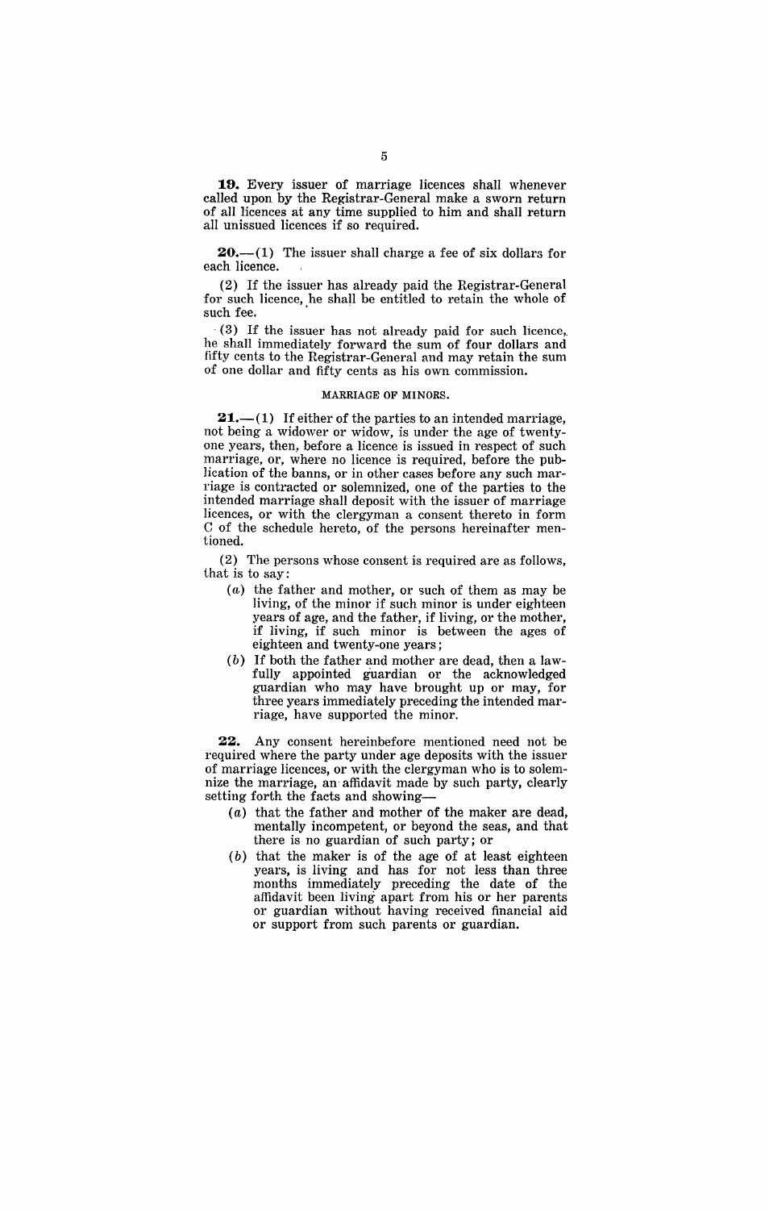**19.** Every issuer of marriage licences shall whenever called upon by the Registrar-General make a sworn return of all licences at any time supplied to him and shall return all unissued licences if so required.

**20.**—(1) The issuer shall charge a fee of six dollars for each licence.

(2) If the issuer has already paid the Registrar-General for such licence, he shall be entitled to retain the whole of such fee.

(3) If the issuer has not already paid for such licence, he shall immediately forward the sum of four dollars and fifty cents to the Registrar-General and may retain the sum of one dollar and fifty cents as his own commission.

MARRIAGE OF MINORS.

**21.**—(1) If either of the parties to an intended marriage, not being a widower or widow, is under the age of twenty-one years, then, before a licence is issued in respect of such marriage, or, where no licence is required, before the publication of the banns, or in other cases before any such marriage is contracted or solemnized, one of the parties to the intended marriage shall deposit with the issuer of marriage licences, or with the clergyman a consent thereto in form C of the schedule hereto, of the persons hereinafter mentioned.

(2) The persons whose consent is required are as follows, that is to say:

(*a*) the father and mother, or such of them as may be living, of the minor if such minor is under eighteen years of age, and the father, if living, or the mother, if living, if such minor is between the ages of eighteen and twenty-one years;

(*b*) If both the father and mother are dead, then a lawfully appointed guardian or the acknowledged guardian who may have brought up or may, for three years immediately preceding the intended marriage, have supported the minor.

**22.** Any consent hereinbefore mentioned need not be required where the party under age deposits with the issuer of marriage licences, or with the clergyman who is to solemnize the marriage, an affidavit made by such party, clearly setting forth the facts and showing—

(*a*) that the father and mother of the maker are dead, mentally incompetent, or beyond the seas, and that there is no guardian of such party; or

(*b*) that the maker is of the age of at least eighteen years, is living and has for not less than three months immediately preceding the date of the affidavit been living apart from his or her parents or guardian without having received financial aid or support from such parents or guardian.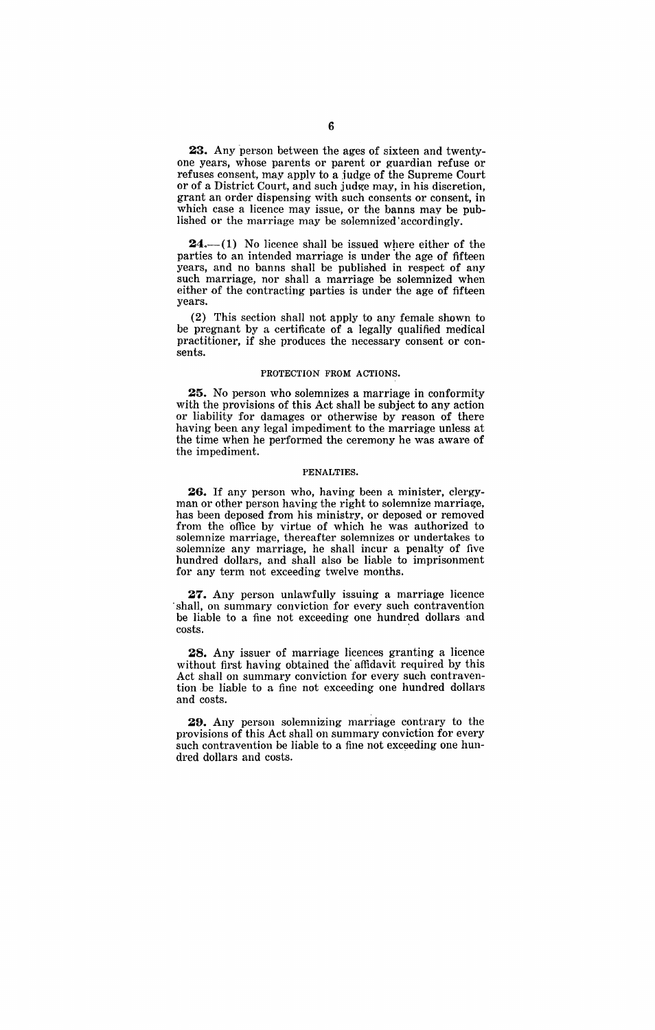**23.** Any person between the ages of sixteen and twenty-one years, whose parents or parent or guardian refuse or refuses consent, may apply to a judge of the Supreme Court or of a District Court, and such judge may, in his discretion, grant an order dispensing with such consents or consent, in which case a licence may issue, or the banns may be published or the marriage may be solemnized accordingly.

**24.**—(1) No licence shall be issued where either of the parties to an intended marriage is under the age of fifteen years, and no banns shall be published in respect of any such marriage, nor shall a marriage be solemnized when either of the contracting parties is under the age of fifteen years.

(2) This section shall not apply to any female shown to be pregnant by a certificate of a legally qualified medical practitioner, if she produces the necessary consent or consents.

PROTECTION FROM ACTIONS.

**25.** No person who solemnizes a marriage in conformity with the provisions of this Act shall be subject to any action or liability for damages or otherwise by reason of there having been any legal impediment to the marriage unless at the time when he performed the ceremony he was aware of the impediment.

PENALTIES.

**26.** If any person who, having been a minister, clergyman or other person having the right to solemnize marriage, has been deposed from his ministry, or deposed or removed from the office by virtue of which he was authorized to solemnize marriage, thereafter solemnizes or undertakes to solemnize any marriage, he shall incur a penalty of five hundred dollars, and shall also be liable to imprisonment for any term not exceeding twelve months.

**27.** Any person unlawfully issuing a marriage licence shall, on summary conviction for every such contravention be liable to a fine not exceeding one hundred dollars and costs.

**28.** Any issuer of marriage licences granting a licence without first having obtained the affidavit required by this Act shall on summary conviction for every such contravention be liable to a fine not exceeding one hundred dollars and costs.

**29.** Any person solemnizing marriage contrary to the provisions of this Act shall on summary conviction for every such contravention be liable to a fine not exceeding one hundred dollars and costs.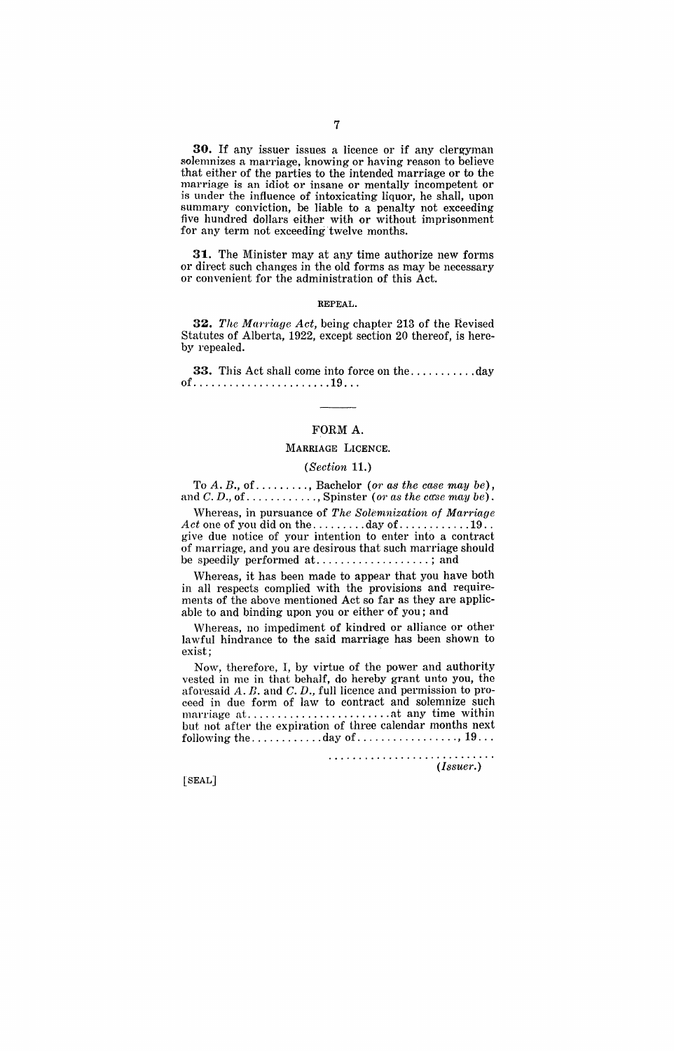**30.** If any issuer issues a licence or if any clergyman solemnizes a marriage, knowing or having reason to believe that either of the parties to the intended marriage or to the marriage is an idiot or insane or mentally incompetent or is under the influence of intoxicating liquor, he shall, upon summary conviction, be liable to a penalty not exceeding five hundred dollars either with or without imprisonment for any term not exceeding twelve months.

**31.** The Minister may at any time authorize new forms or direct such changes in the old forms as may be necessary or convenient for the administration of this Act.

REPEAL.

**32.** *The Marriage Act,* being chapter 213 of the Revised Statutes of Alberta, 1922, except section 20 thereof, is hereby repealed.

**33.** This Act shall come into force on the..........day of......................19...

---

## FORM A.

### MARRIAGE LICENCE.

*(Section* 11.)

To *A. B.*, of........., Bachelor (*or as the case may be*), and *C. D.*, of............, Spinster (*or as the case may be*).

Whereas, in pursuance of *The Solemnization of Marriage Act* one of you did on the.........day of............19.. give due notice of your intention to enter into a contract of marriage, and you are desirous that such marriage should be speedily performed at...................; and

Whereas, it has been made to appear that you have both in all respects complied with the provisions and requirements of the above mentioned Act so far as they are applicable to and binding upon you or either of you; and

Whereas, no impediment of kindred or alliance or other lawful hindrance to the said marriage has been shown to exist;

Now, therefore, I, by virtue of the power and authority vested in me in that behalf, do hereby grant unto you, the aforesaid *A. B.* and *C. D.*, full licence and permission to proceed in due form of law to contract and solemnize such marriage at........................at any time within but not after the expiration of three calendar months next following the...........day of................., 19...

............................
(*Issuer.*)

[SEAL]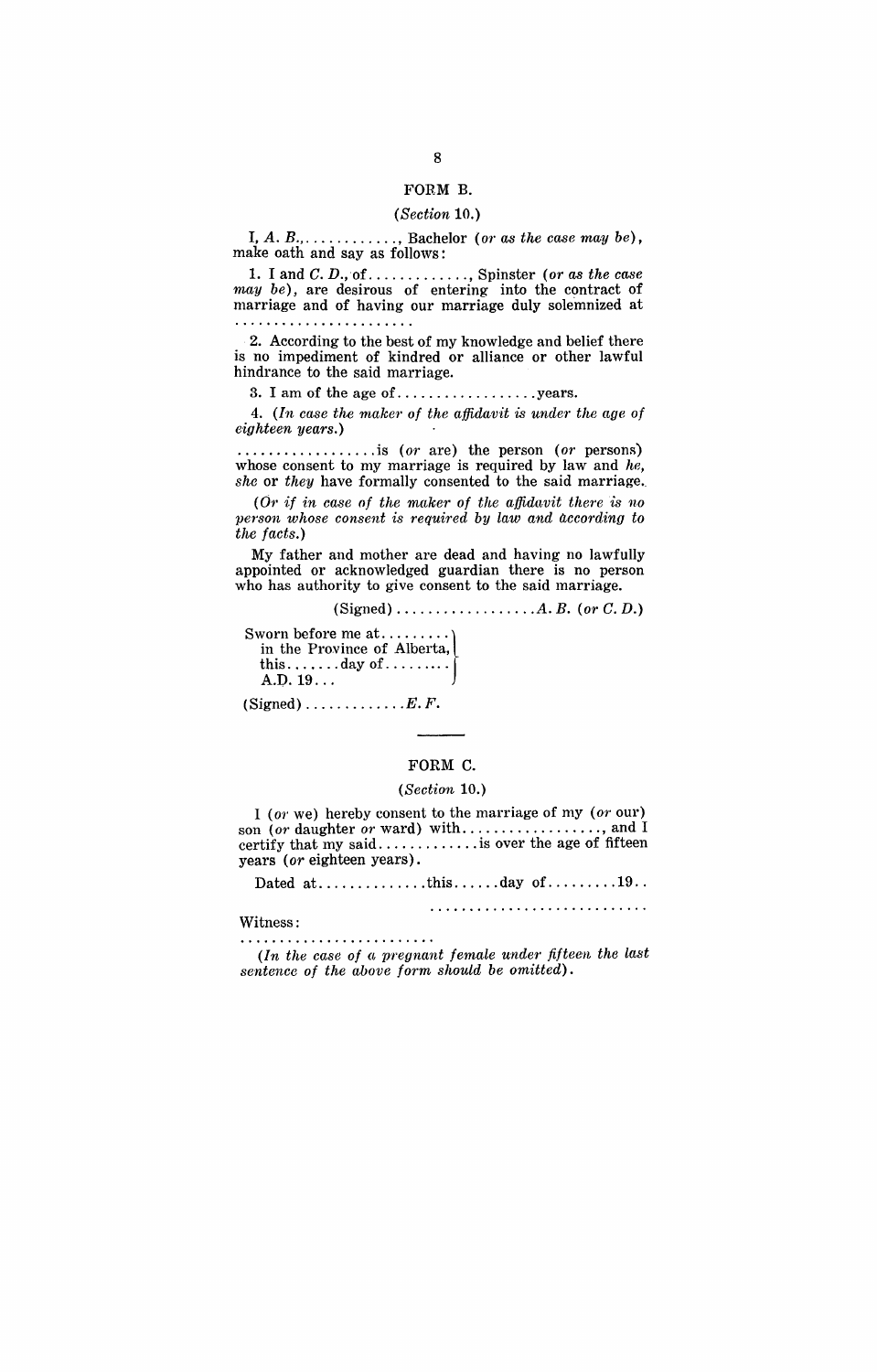## FORM B.

*(Section 10.)*

I, *A. B.*, . . . . . . . . . . . . , Bachelor (*or as the case may be*), make oath and say as follows:

1. I and *C. D.*, of . . . . . . . . . . . . , Spinster (*or as the case may be*), are desirous of entering into the contract of marriage and of having our marriage duly solemnized at . . . . . . . . . . . . . . . . . . . . . . .

2. According to the best of my knowledge and belief there is no impediment of kindred or alliance or other lawful hindrance to the said marriage.

3. I am of the age of . . . . . . . . . . . . . . . . . . years.

4. (*In case the maker of the affidavit is under the age of eighteen years.*)

. . . . . . . . . . . . . . . . . . is (*or* are) the person (*or* persons) whose consent to my marriage is required by law and *he, she* or *they* have formally consented to the said marriage.

(*Or if in case of the maker of the affidavit there is no person whose consent is required by law and according to the facts.*)

My father and mother are dead and having no lawfully appointed or acknowledged guardian there is no person who has authority to give consent to the said marriage.

(Signed) . . . . . . . . . . . . . . . . . . *A. B.* (*or C. D.*)

Sworn before me at . . . . . . . . .
in the Province of Alberta,
this . . . . . . . day of . . . . . . . . .
A.D. 19 . . .

(Signed) . . . . . . . . . . . . . *E. F.*

---

## FORM C.

*(Section 10.)*

I (*or* we) hereby consent to the marriage of my (*or* our) son (*or* daughter *or* ward) with . . . . . . . . . . . . . . . . . . , and I certify that my said . . . . . . . . . . . . . is over the age of fifteen years (*or* eighteen years).

Dated at . . . . . . . . . . . . . . this . . . . . . day of . . . . . . . . . 19 . .

. . . . . . . . . . . . . . . . . . . . . . . . . . . .

Witness:

. . . . . . . . . . . . . . . . . . . . . . . . .

(*In the case of a pregnant female under fifteen the last sentence of the above form should be omitted*).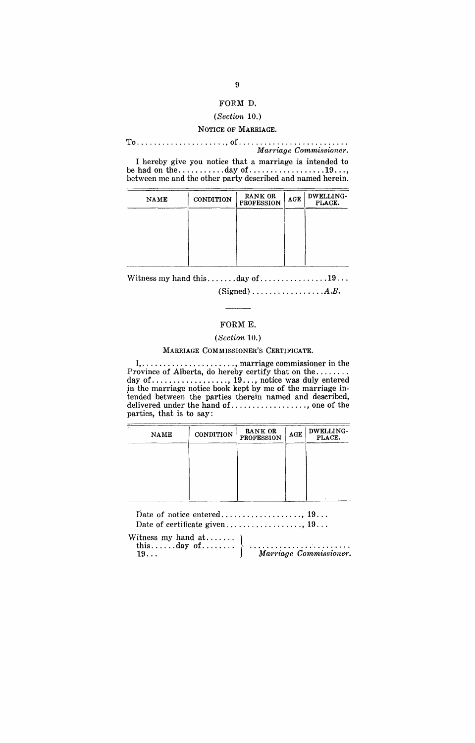## FORM D.

*(Section 10.)*

### NOTICE OF MARRIAGE.

To......................, of..........................
*Marriage Commissioner.*

I hereby give you notice that a marriage is intended to be had on the...........day of..................19...., between me and the other party described and named herein.

| NAME | CONDITION | RANK OR PROFESSION | AGE | DWELLING-PLACE. |
|---|---|---|---|---|
| | | | | |

Witness my hand this.......day of................19...

(Signed)................*A.B.*

---

## FORM E.

*(Section 10.)*

### MARRIAGE COMMISSIONER'S CERTIFICATE.

I,......................, marriage commissioner in the Province of Alberta, do hereby certify that on the........ day of.................., 19..., notice was duly entered in the marriage notice book kept by me of the marriage intended between the parties therein named and described, delivered under the hand of.................., one of the parties, that is to say:

| NAME | CONDITION | RANK OR PROFESSION | AGE | DWELLING-PLACE. |
|---|---|---|---|---|
| | | | | |

Date of notice entered..................., 19...
Date of certificate given.................., 19...

Witness my hand at.......
this......day of........
19...

.........................
*Marriage Commissioner.*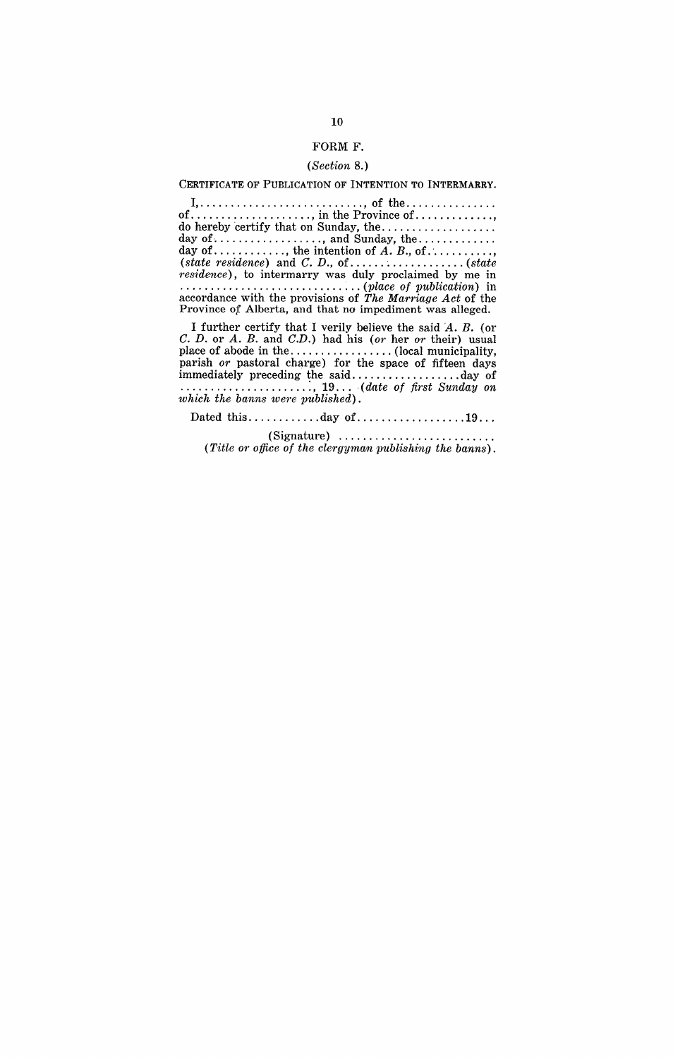## FORM F.

(*Section* 8.)

CERTIFICATE OF PUBLICATION OF INTENTION TO INTERMARRY.

I,............................, of the............... of...................., in the Province of............., do hereby certify that on Sunday, the.................. day of.................., and Sunday, the............. day of............, the intention of *A. B.*, of.........., (*state residence*) and *C. D.*, of.................. (*state residence*), to intermarry was duly proclaimed by me in .............................. (*place of publication*) in accordance with the provisions of *The Marriage Act* of the Province of Alberta, and that no impediment was alleged.

I further certify that I verily believe the said *A. B.* (or *C. D.* or *A. B.* and *C.D.*) had his (*or* her *or* their) usual place of abode in the................. (local municipality, parish *or* pastoral charge) for the space of fifteen days immediately preceding the said.................. day of ......................, 19... (*date of first Sunday on which the banns were published*).

Dated this............day of..................19...

(Signature) ..........................

(*Title or office of the clergyman publishing the banns*).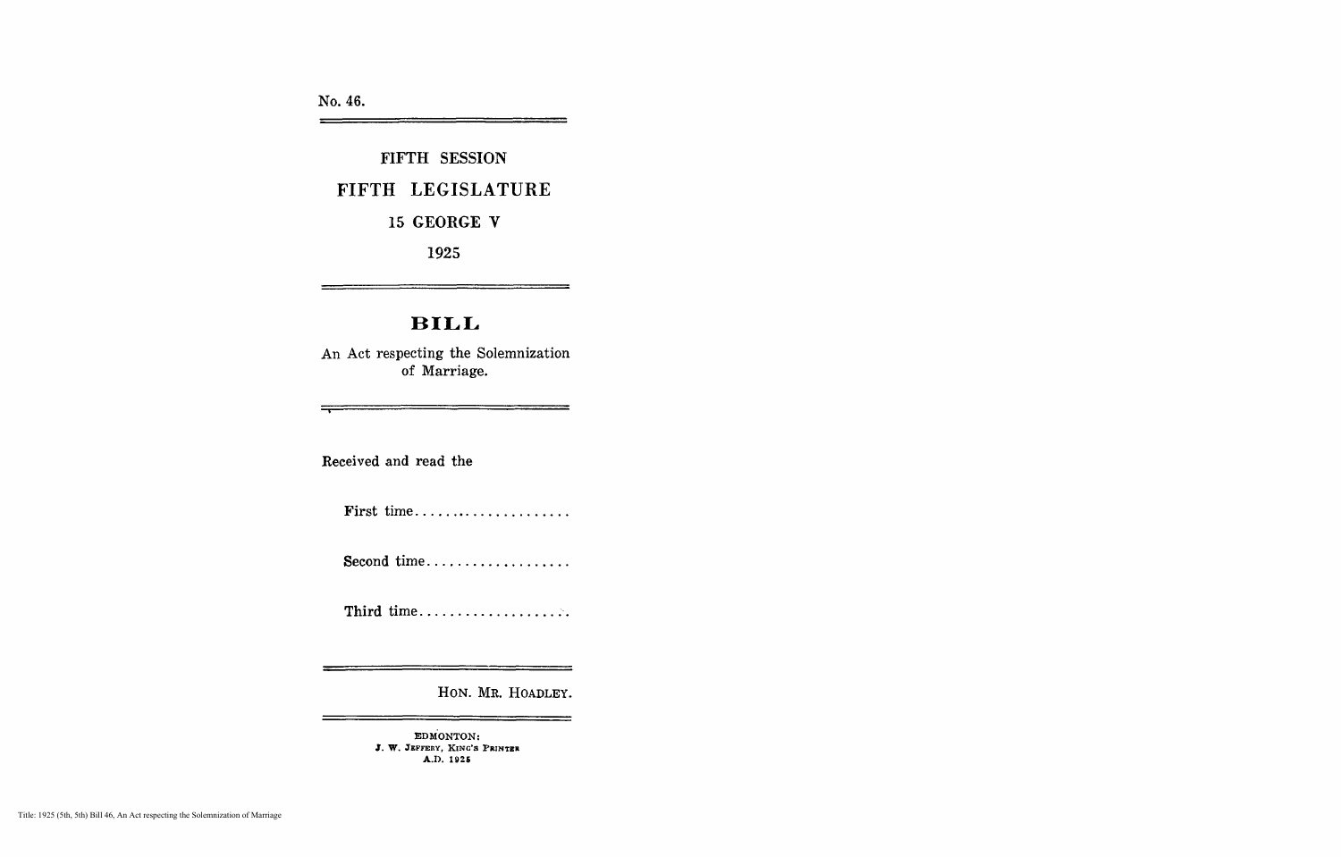No. 46.

FIFTH SESSION

FIFTH LEGISLATURE

15 GEORGE V

1925

# BILL

An Act respecting the Solemnization of Marriage.

Received and read the

First time....................

Second time..................

Third time...................

HON. MR. HOADLEY.

EDMONTON:
J. W. JEFFERY, KING'S PRINTER
A.D. 1925

Title: 1925 (5th, 5th) Bill 46, An Act respecting the Solemnization of Marriage